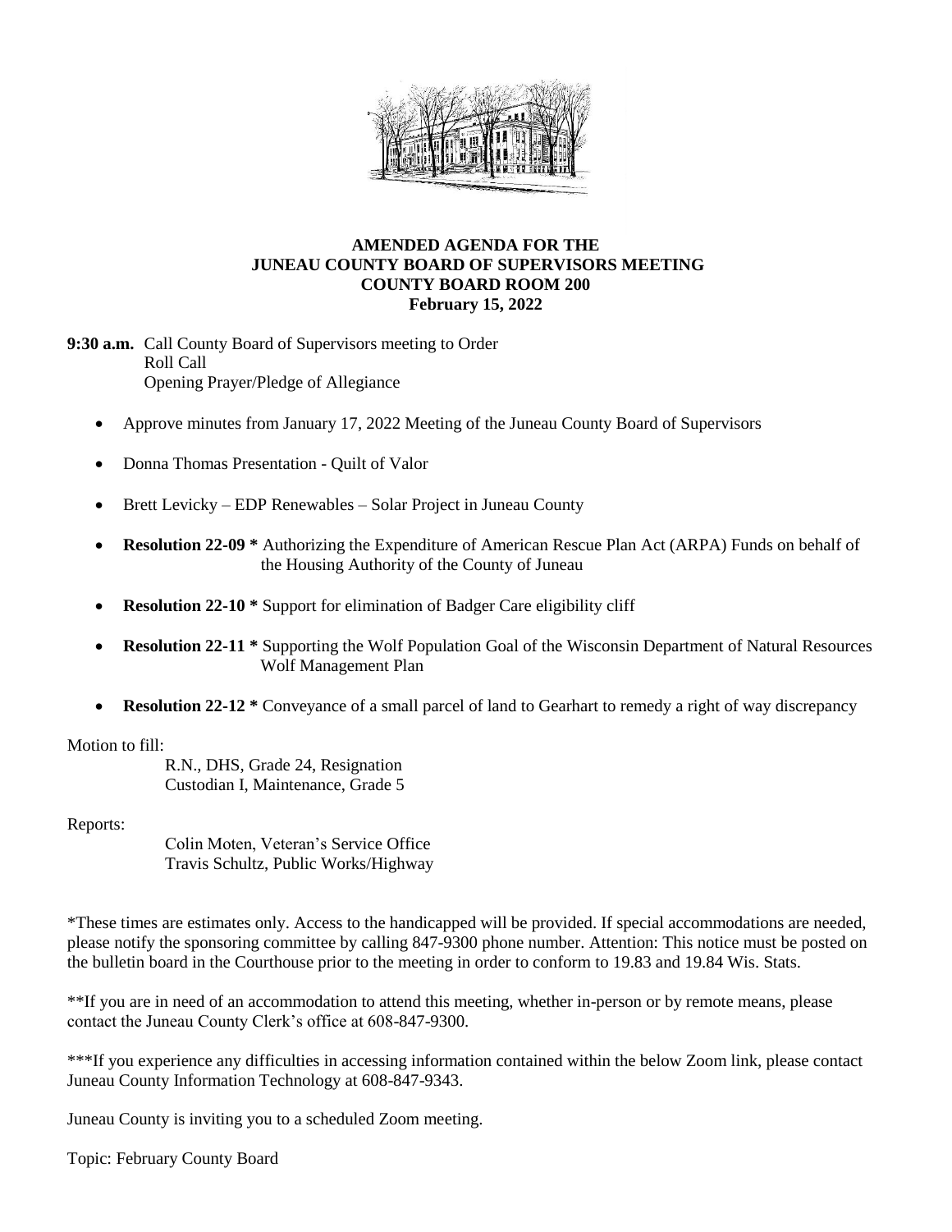# AMENDED AGENDA FOR THE JUNEAU COUNTY BOARD OF SUPERVISORS MEETING COUNTY BOARD ROOM 200 February 15, 2022

**9:30 a.m.** Call County Board of Supervisors meeting to Order
Roll Call
Opening Prayer/Pledge of Allegiance

- Approve minutes from January 17, 2022 Meeting of the Juneau County Board of Supervisors
- Donna Thomas Presentation - Quilt of Valor
- Brett Levicky – EDP Renewables – Solar Project in Juneau County
- **Resolution 22-09 *** Authorizing the Expenditure of American Rescue Plan Act (ARPA) Funds on behalf of the Housing Authority of the County of Juneau
- **Resolution 22-10 *** Support for elimination of Badger Care eligibility cliff
- **Resolution 22-11 *** Supporting the Wolf Population Goal of the Wisconsin Department of Natural Resources Wolf Management Plan
- **Resolution 22-12 *** Conveyance of a small parcel of land to Gearhart to remedy a right of way discrepancy

Motion to fill:

R.N., DHS, Grade 24, Resignation
Custodian I, Maintenance, Grade 5

Reports:

Colin Moten, Veteran's Service Office
Travis Schultz, Public Works/Highway

*These times are estimates only. Access to the handicapped will be provided. If special accommodations are needed, please notify the sponsoring committee by calling 847-9300 phone number. Attention: This notice must be posted on the bulletin board in the Courthouse prior to the meeting in order to conform to 19.83 and 19.84 Wis. Stats.

**If you are in need of an accommodation to attend this meeting, whether in-person or by remote means, please contact the Juneau County Clerk's office at 608-847-9300.

***If you experience any difficulties in accessing information contained within the below Zoom link, please contact Juneau County Information Technology at 608-847-9343.

Juneau County is inviting you to a scheduled Zoom meeting.

Topic: February County Board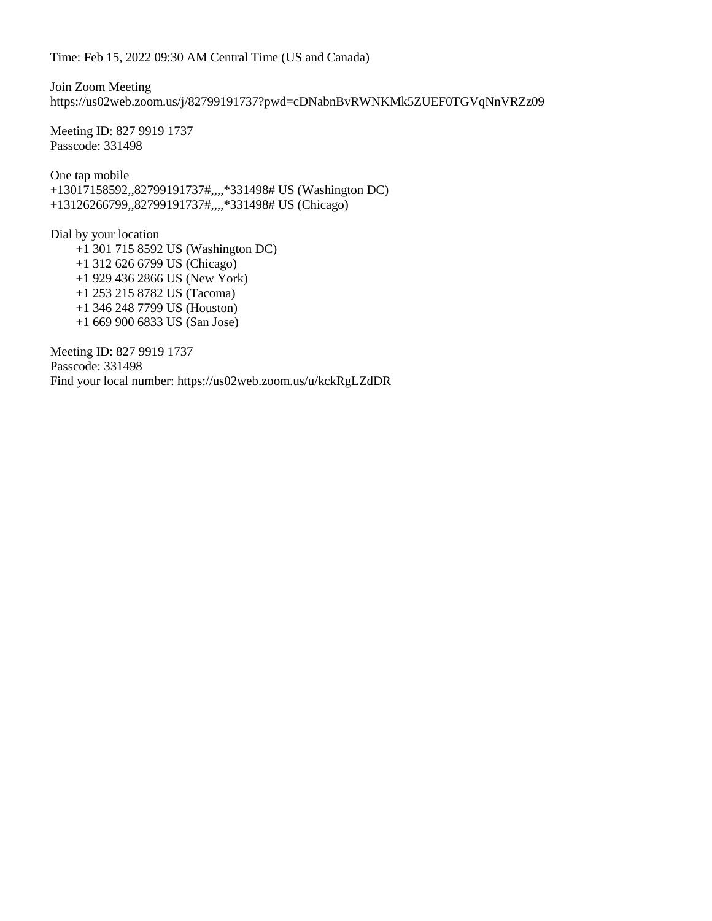Time: Feb 15, 2022 09:30 AM Central Time (US and Canada)

Join Zoom Meeting
https://us02web.zoom.us/j/82799191737?pwd=cDNabnBvRWNKMk5ZUEF0TGVqNnVRZz09

Meeting ID: 827 9919 1737
Passcode: 331498

One tap mobile
+13017158592,,82799191737#,,,,*331498# US (Washington DC)
+13126266799,,82799191737#,,,,*331498# US (Chicago)

Dial by your location
- +1 301 715 8592 US (Washington DC)
- +1 312 626 6799 US (Chicago)
- +1 929 436 2866 US (New York)
- +1 253 215 8782 US (Tacoma)
- +1 346 248 7799 US (Houston)
- +1 669 900 6833 US (San Jose)

Meeting ID: 827 9919 1737
Passcode: 331498
Find your local number: https://us02web.zoom.us/u/kckRgLZdDR